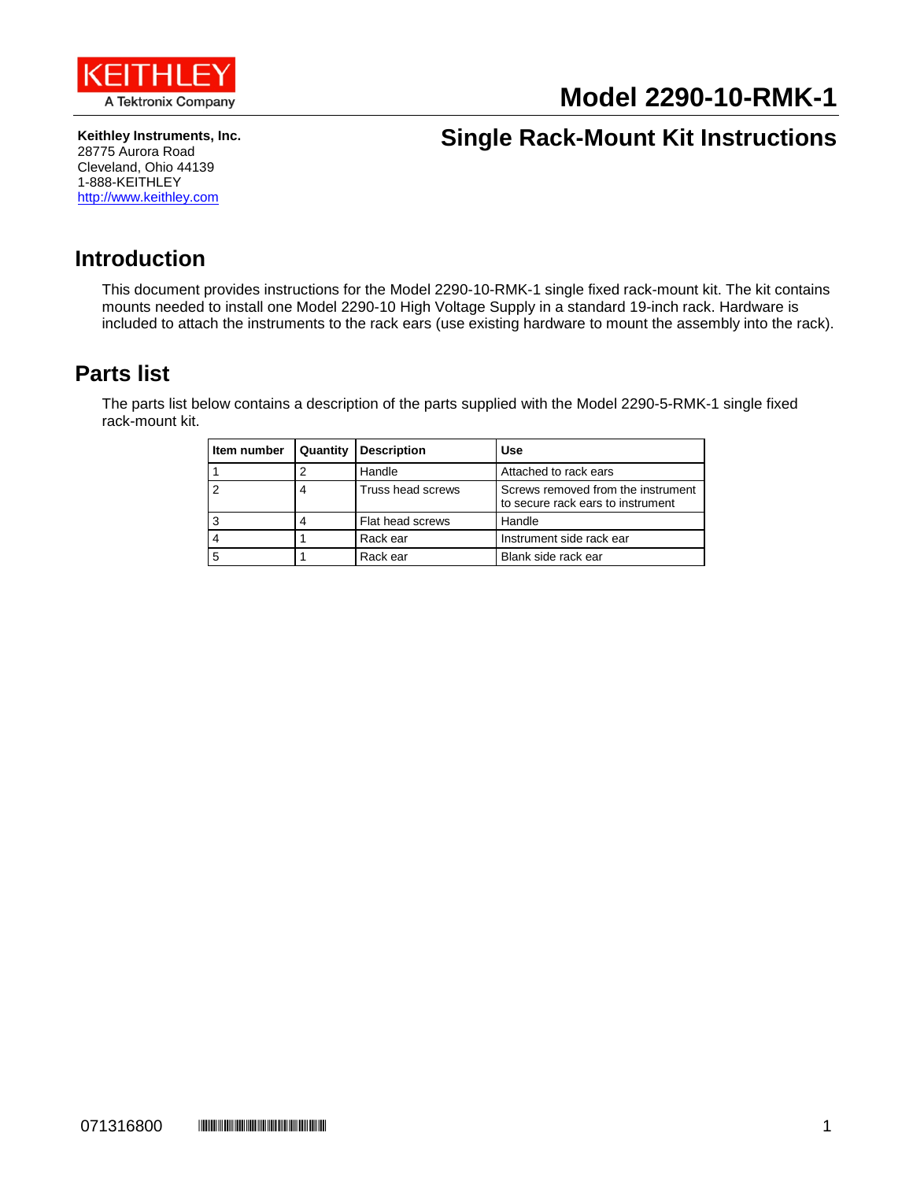KEITHLEY
A Tektronix Company

# Model 2290-10-RMK-1

**Keithley Instruments, Inc.**
28775 Aurora Road
Cleveland, Ohio 44139
1-888-KEITHLEY
http://www.keithley.com

## Single Rack-Mount Kit Instructions

## Introduction

This document provides instructions for the Model 2290-10-RMK-1 single fixed rack-mount kit. The kit contains mounts needed to install one Model 2290-10 High Voltage Supply in a standard 19-inch rack. Hardware is included to attach the instruments to the rack ears (use existing hardware to mount the assembly into the rack).

## Parts list

The parts list below contains a description of the parts supplied with the Model 2290-5-RMK-1 single fixed rack-mount kit.

| Item number | Quantity | Description | Use |
|---|---|---|---|
| 1 | 2 | Handle | Attached to rack ears |
| 2 | 4 | Truss head screws | Screws removed from the instrument to secure rack ears to instrument |
| 3 | 4 | Flat head screws | Handle |
| 4 | 1 | Rack ear | Instrument side rack ear |
| 5 | 1 | Rack ear | Blank side rack ear |

071316800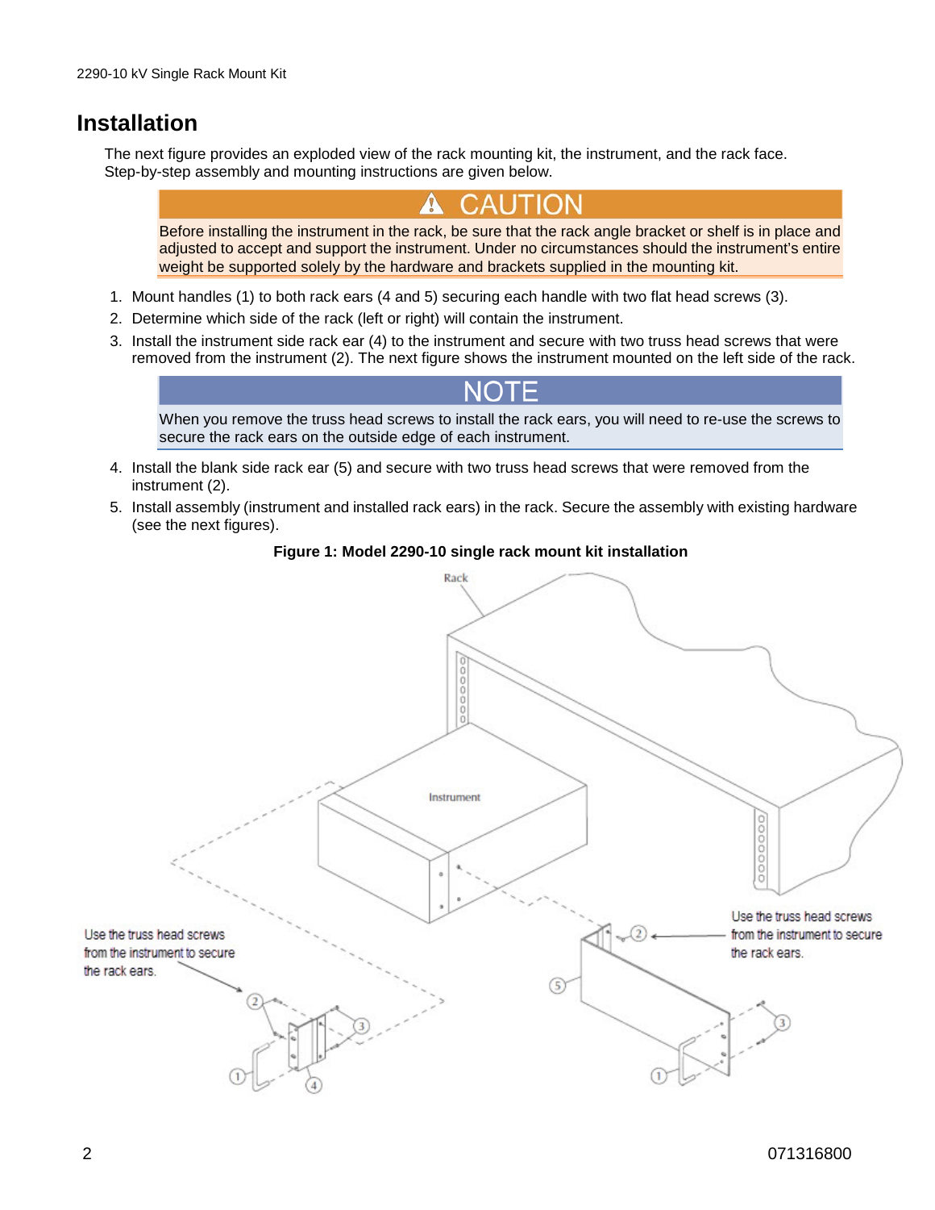## Installation

The next figure provides an exploded view of the rack mounting kit, the instrument, and the rack face. Step-by-step assembly and mounting instructions are given below.

**⚠ CAUTION**

Before installing the instrument in the rack, be sure that the rack angle bracket or shelf is in place and adjusted to accept and support the instrument. Under no circumstances should the instrument's entire weight be supported solely by the hardware and brackets supplied in the mounting kit.

1. Mount handles (1) to both rack ears (4 and 5) securing each handle with two flat head screws (3).
2. Determine which side of the rack (left or right) will contain the instrument.
3. Install the instrument side rack ear (4) to the instrument and secure with two truss head screws that were removed from the instrument (2). The next figure shows the instrument mounted on the left side of the rack.

**NOTE**

When you remove the truss head screws to install the rack ears, you will need to re-use the screws to secure the rack ears on the outside edge of each instrument.

4. Install the blank side rack ear (5) and secure with two truss head screws that were removed from the instrument (2).
5. Install assembly (instrument and installed rack ears) in the rack. Secure the assembly with existing hardware (see the next figures).

**Figure 1: Model 2290-10 single rack mount kit installation**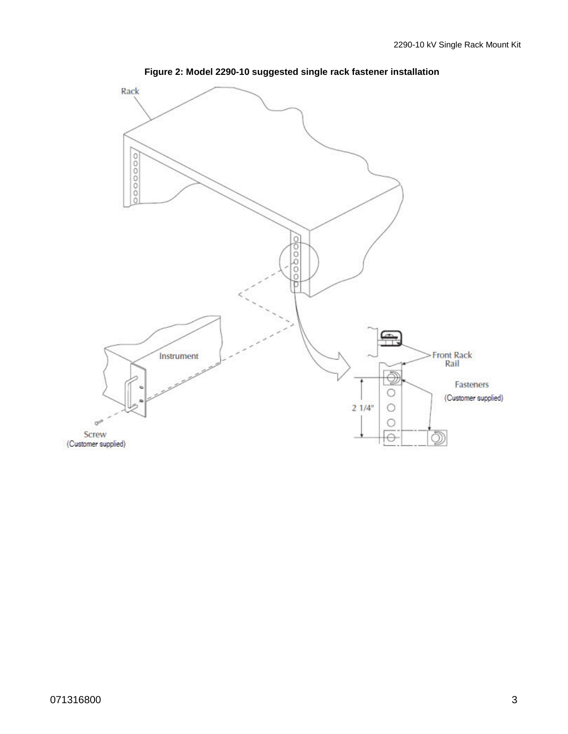**Figure 2: Model 2290-10 suggested single rack fastener installation**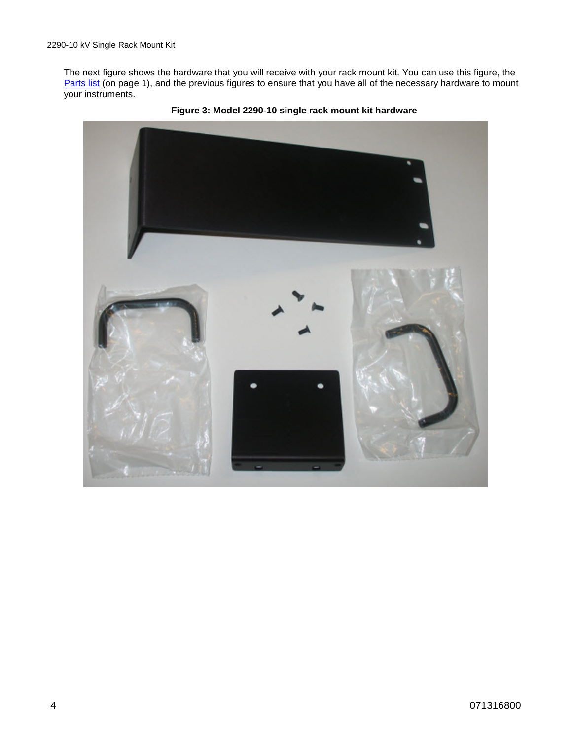The next figure shows the hardware that you will receive with your rack mount kit. You can use this figure, the [Parts list](#) (on page 1), and the previous figures to ensure that you have all of the necessary hardware to mount your instruments.

**Figure 3: Model 2290-10 single rack mount kit hardware**